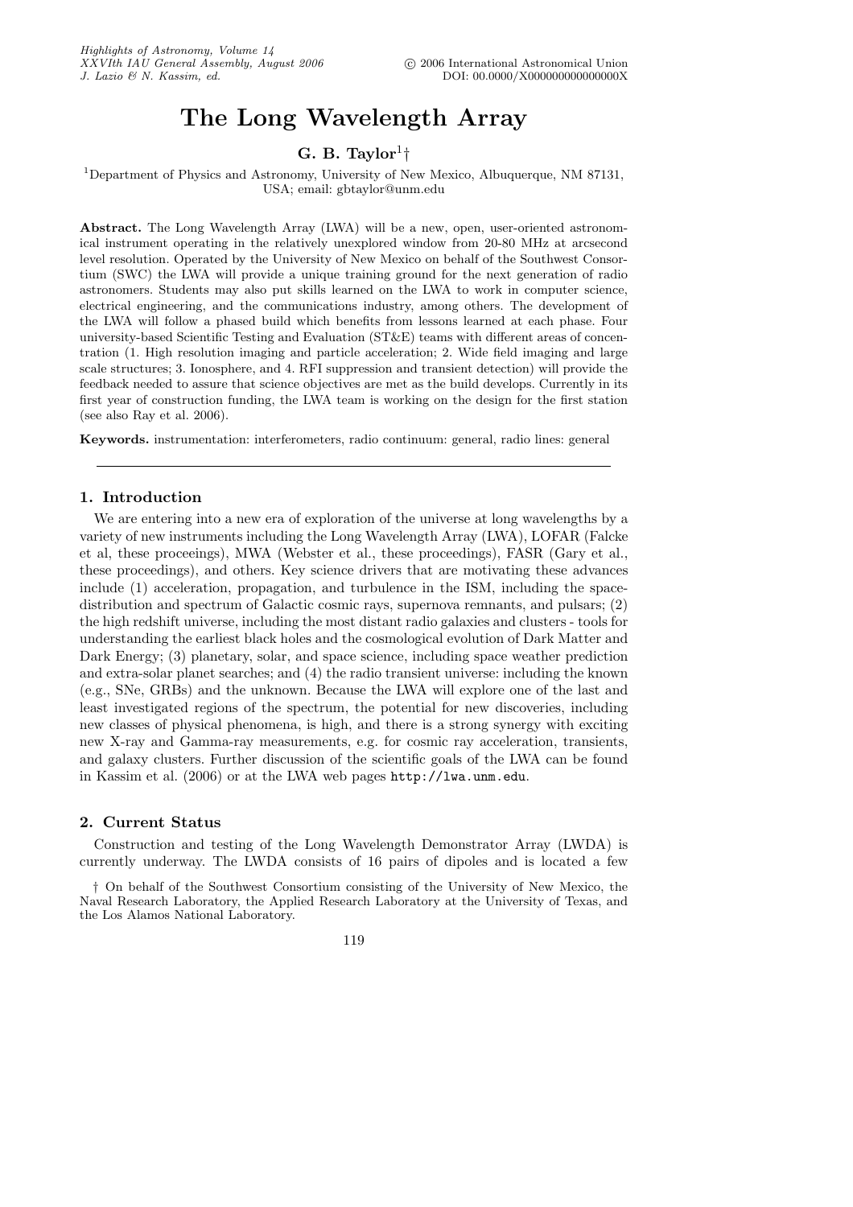# The Long Wavelength Array

**G. B. Taylor**[1]†

[1]Department of Physics and Astronomy, University of New Mexico, Albuquerque, NM 87131, USA; email: gbtaylor@unm.edu

**Abstract.** The Long Wavelength Array (LWA) will be a new, open, user-oriented astronomical instrument operating in the relatively unexplored window from 20-80 MHz at arcsecond level resolution. Operated by the University of New Mexico on behalf of the Southwest Consortium (SWC) the LWA will provide a unique training ground for the next generation of radio astronomers. Students may also put skills learned on the LWA to work in computer science, electrical engineering, and the communications industry, among others. The development of the LWA will follow a phased build which benefits from lessons learned at each phase. Four university-based Scientific Testing and Evaluation (ST&E) teams with different areas of concentration (1. High resolution imaging and particle acceleration; 2. Wide field imaging and large scale structures; 3. Ionosphere, and 4. RFI suppression and transient detection) will provide the feedback needed to assure that science objectives are met as the build develops. Currently in its first year of construction funding, the LWA team is working on the design for the first station (see also Ray et al. 2006).

**Keywords.** instrumentation: interferometers, radio continuum: general, radio lines: general

## 1. Introduction

We are entering into a new era of exploration of the universe at long wavelengths by a variety of new instruments including the Long Wavelength Array (LWA), LOFAR (Falcke et al, these proceeings), MWA (Webster et al., these proceedings), FASR (Gary et al., these proceedings), and others. Key science drivers that are motivating these advances include (1) acceleration, propagation, and turbulence in the ISM, including the space-distribution and spectrum of Galactic cosmic rays, supernova remnants, and pulsars; (2) the high redshift universe, including the most distant radio galaxies and clusters - tools for understanding the earliest black holes and the cosmological evolution of Dark Matter and Dark Energy; (3) planetary, solar, and space science, including space weather prediction and extra-solar planet searches; and (4) the radio transient universe: including the known (e.g., SNe, GRBs) and the unknown. Because the LWA will explore one of the last and least investigated regions of the spectrum, the potential for new discoveries, including new classes of physical phenomena, is high, and there is a strong synergy with exciting new X-ray and Gamma-ray measurements, e.g. for cosmic ray acceleration, transients, and galaxy clusters. Further discussion of the scientific goals of the LWA can be found in Kassim et al. (2006) or at the LWA web pages `http://lwa.unm.edu`.

## 2. Current Status

Construction and testing of the Long Wavelength Demonstrator Array (LWDA) is currently underway. The LWDA consists of 16 pairs of dipoles and is located a few

† On behalf of the Southwest Consortium consisting of the University of New Mexico, the Naval Research Laboratory, the Applied Research Laboratory at the University of Texas, and the Los Alamos National Laboratory.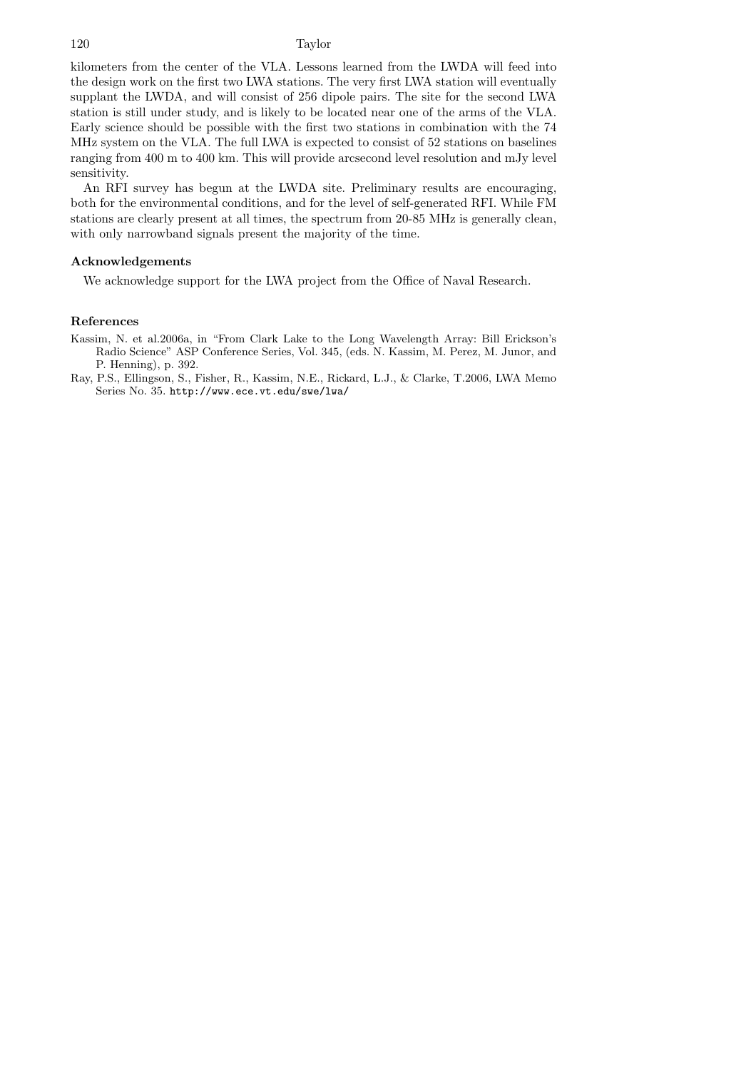kilometers from the center of the VLA. Lessons learned from the LWDA will feed into the design work on the first two LWA stations. The very first LWA station will eventually supplant the LWDA, and will consist of 256 dipole pairs. The site for the second LWA station is still under study, and is likely to be located near one of the arms of the VLA. Early science should be possible with the first two stations in combination with the 74 MHz system on the VLA. The full LWA is expected to consist of 52 stations on baselines ranging from 400 m to 400 km. This will provide arcsecond level resolution and mJy level sensitivity.

An RFI survey has begun at the LWDA site. Preliminary results are encouraging, both for the environmental conditions, and for the level of self-generated RFI. While FM stations are clearly present at all times, the spectrum from 20-85 MHz is generally clean, with only narrowband signals present the majority of the time.

### Acknowledgements

We acknowledge support for the LWA project from the Office of Naval Research.

### References

Kassim, N. et al.2006a, in "From Clark Lake to the Long Wavelength Array: Bill Erickson's Radio Science" ASP Conference Series, Vol. 345, (eds. N. Kassim, M. Perez, M. Junor, and P. Henning), p. 392.

Ray, P.S., Ellingson, S., Fisher, R., Kassim, N.E., Rickard, L.J., & Clarke, T.2006, LWA Memo Series No. 35. http://www.ece.vt.edu/swe/lwa/